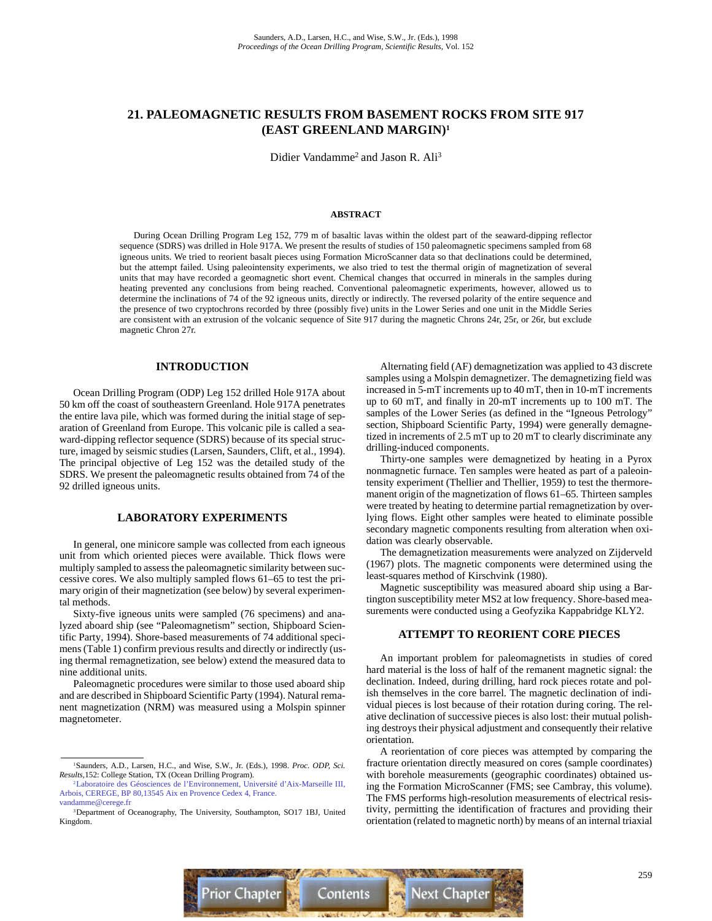# 21. PALEOMAGNETIC RESULTS FROM BASEMENT ROCKS FROM SITE 917 (EAST GREENLAND MARGIN)[1]

Didier Vandamme[2] and Jason R. Ali[3]

## ABSTRACT

During Ocean Drilling Program Leg 152, 779 m of basaltic lavas within the oldest part of the seaward-dipping reflector sequence (SDRS) was drilled in Hole 917A. We present the results of studies of 150 paleomagnetic specimens sampled from 68 igneous units. We tried to reorient basalt pieces using Formation MicroScanner data so that declinations could be determined, but the attempt failed. Using paleointensity experiments, we also tried to test the thermal origin of magnetization of several units that may have recorded a geomagnetic short event. Chemical changes that occurred in minerals in the samples during heating prevented any conclusions from being reached. Conventional paleomagnetic experiments, however, allowed us to determine the inclinations of 74 of the 92 igneous units, directly or indirectly. The reversed polarity of the entire sequence and the presence of two cryptochrons recorded by three (possibly five) units in the Lower Series and one unit in the Middle Series are consistent with an extrusion of the volcanic sequence of Site 917 during the magnetic Chrons 24r, 25r, or 26r, but exclude magnetic Chron 27r.

## INTRODUCTION

Ocean Drilling Program (ODP) Leg 152 drilled Hole 917A about 50 km off the coast of southeastern Greenland. Hole 917A penetrates the entire lava pile, which was formed during the initial stage of separation of Greenland from Europe. This volcanic pile is called a seaward-dipping reflector sequence (SDRS) because of its special structure, imaged by seismic studies (Larsen, Saunders, Clift, et al., 1994). The principal objective of Leg 152 was the detailed study of the SDRS. We present the paleomagnetic results obtained from 74 of the 92 drilled igneous units.

## LABORATORY EXPERIMENTS

In general, one minicore sample was collected from each igneous unit from which oriented pieces were available. Thick flows were multiply sampled to assess the paleomagnetic similarity between successive cores. We also multiply sampled flows 61–65 to test the primary origin of their magnetization (see below) by several experimental methods.

Sixty-five igneous units were sampled (76 specimens) and analyzed aboard ship (see "Paleomagnetism" section, Shipboard Scientific Party, 1994). Shore-based measurements of 74 additional specimens (Table 1) confirm previous results and directly or indirectly (using thermal remagnetization, see below) extend the measured data to nine additional units.

Paleomagnetic procedures were similar to those used aboard ship and are described in Shipboard Scientific Party (1994). Natural remanent magnetization (NRM) was measured using a Molspin spinner magnetometer.

Alternating field (AF) demagnetization was applied to 43 discrete samples using a Molspin demagnetizer. The demagnetizing field was increased in 5-mT increments up to 40 mT, then in 10-mT increments up to 60 mT, and finally in 20-mT increments up to 100 mT. The samples of the Lower Series (as defined in the "Igneous Petrology" section, Shipboard Scientific Party, 1994) were generally demagnetized in increments of 2.5 mT up to 20 mT to clearly discriminate any drilling-induced components.

Thirty-one samples were demagnetized by heating in a Pyrox nonmagnetic furnace. Ten samples were heated as part of a paleointensity experiment (Thellier and Thellier, 1959) to test the thermoremanent origin of the magnetization of flows 61–65. Thirteen samples were treated by heating to determine partial remagnetization by overlying flows. Eight other samples were heated to eliminate possible secondary magnetic components resulting from alteration when oxidation was clearly observable.

The demagnetization measurements were analyzed on Zijderveld (1967) plots. The magnetic components were determined using the least-squares method of Kirschvink (1980).

Magnetic susceptibility was measured aboard ship using a Bartington susceptibility meter MS2 at low frequency. Shore-based measurements were conducted using a Geofyzika Kappabridge KLY2.

## ATTEMPT TO REORIENT CORE PIECES

An important problem for paleomagnetists in studies of cored hard material is the loss of half of the remanent magnetic signal: the declination. Indeed, during drilling, hard rock pieces rotate and polish themselves in the core barrel. The magnetic declination of individual pieces is lost because of their rotation during coring. The relative declination of successive pieces is also lost: their mutual polishing destroys their physical adjustment and consequently their relative orientation.

A reorientation of core pieces was attempted by comparing the fracture orientation directly measured on cores (sample coordinates) with borehole measurements (geographic coordinates) obtained using the Formation MicroScanner (FMS; see Cambray, this volume). The FMS performs high-resolution measurements of electrical resistivity, permitting the identification of fractures and providing their orientation (related to magnetic north) by means of an internal triaxial

---

[1] Saunders, A.D., Larsen, H.C., and Wise, S.W., Jr. (Eds.), 1998. *Proc. ODP, Sci. Results,* 152: College Station, TX (Ocean Drilling Program).

[2] Laboratoire des Géosciences de l'Environnement, Université d'Aix-Marseille III, Arbois, CEREGE, BP 80,13545 Aix en Provence Cedex 4, France. vandamme@cerege.fr

[3] Department of Oceanography, The University, Southampton, SO17 1BJ, United Kingdom.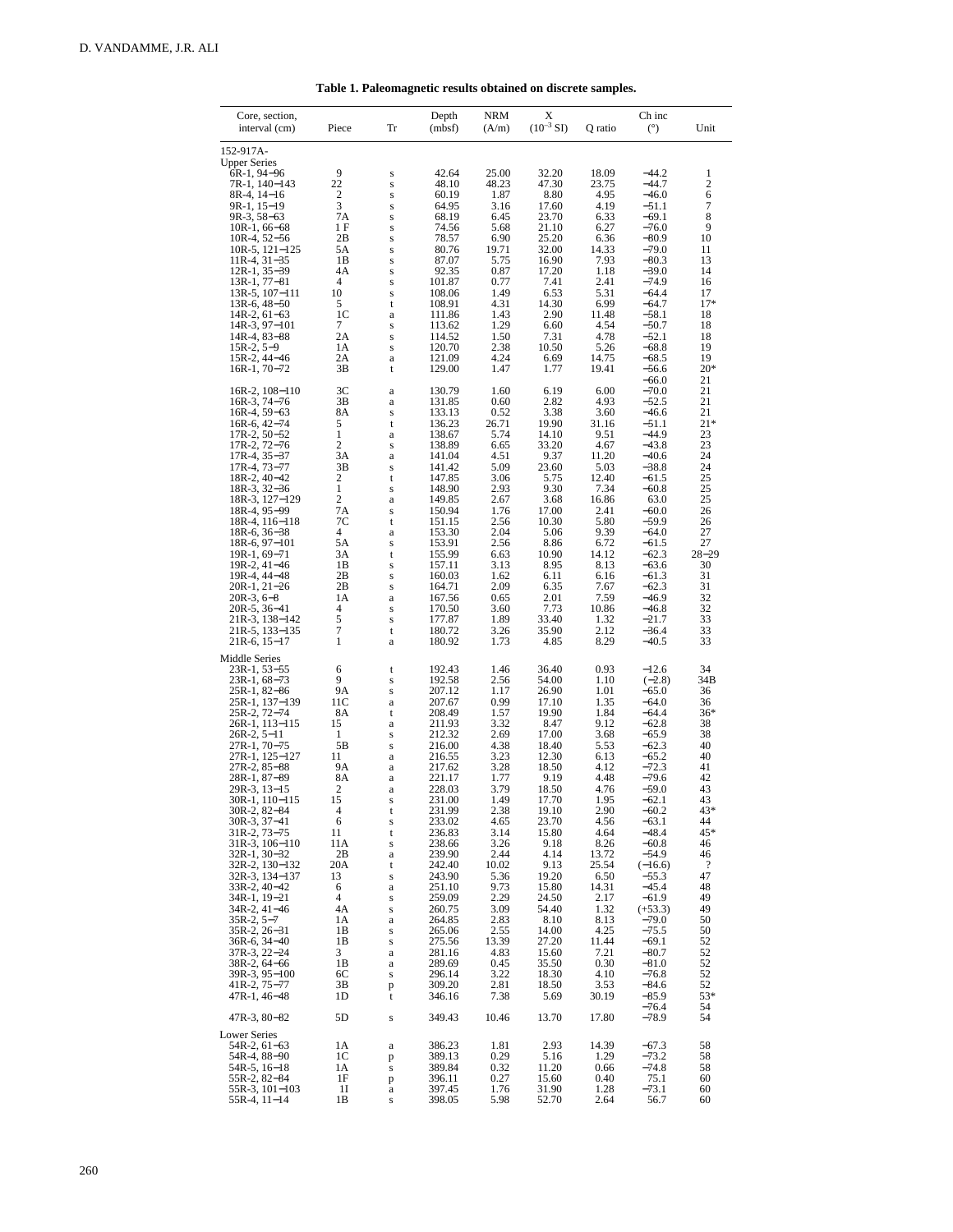**Table 1. Paleomagnetic results obtained on discrete samples.**

| Core, section, interval (cm) | Piece | Tr | Depth (mbsf) | NRM (A/m) | X ($10^{-3}$ SI) | Q ratio | Ch inc (°) | Unit |
|---|---|---|---|---|---|---|---|---|
| 152-917A- | | | | | | | | |
| Upper Series | | | | | | | | |
| 6R-1, 94−96 | 9 | s | 42.64 | 25.00 | 32.20 | 18.09 | −44.2 | 1 |
| 7R-1, 140−143 | 22 | s | 48.10 | 48.23 | 47.30 | 23.75 | −44.7 | 2 |
| 8R-4, 14−16 | 2 | s | 60.19 | 1.87 | 8.80 | 4.95 | −46.0 | 6 |
| 9R-1, 15−19 | 3 | s | 64.95 | 3.16 | 17.60 | 4.19 | −51.1 | 7 |
| 9R-3, 58−63 | 7A | s | 68.19 | 6.45 | 23.70 | 6.33 | −69.1 | 8 |
| 10R-1, 66−68 | 1 F | s | 74.56 | 5.68 | 21.10 | 6.27 | −76.0 | 9 |
| 10R-4, 52−56 | 2B | s | 78.57 | 6.90 | 25.20 | 6.36 | −80.9 | 10 |
| 10R-5, 121−125 | 5A | s | 80.76 | 19.71 | 32.00 | 14.33 | −79.0 | 11 |
| 11R-4, 31−35 | 1B | s | 87.07 | 5.75 | 16.90 | 7.93 | −80.3 | 13 |
| 12R-1, 35−39 | 4A | s | 92.35 | 0.87 | 17.20 | 1.18 | −39.0 | 14 |
| 13R-1, 77−81 | 4 | s | 101.87 | 0.77 | 7.41 | 2.41 | −74.9 | 16 |
| 13R-5, 107−111 | 10 | s | 108.06 | 1.49 | 6.53 | 5.31 | −64.4 | 17 |
| 13R-6, 48−50 | 5 | t | 108.91 | 4.31 | 14.30 | 6.99 | −64.7 | 17* |
| 14R-2, 61−63 | 1C | a | 111.86 | 1.43 | 2.90 | 11.48 | −58.1 | 18 |
| 14R-3, 97−101 | 7 | s | 113.62 | 1.29 | 6.60 | 4.54 | −50.7 | 18 |
| 14R-4, 83−88 | 2A | s | 114.52 | 1.50 | 7.31 | 4.78 | −52.1 | 18 |
| 15R-2, 5−9 | 1A | s | 120.70 | 2.38 | 10.50 | 5.26 | −68.8 | 19 |
| 15R-2, 44−46 | 2A | a | 121.09 | 4.24 | 6.69 | 14.75 | −68.5 | 19 |
| 16R-1, 70−72 | 3B | t | 129.00 | 1.47 | 1.77 | 19.41 | −56.6 | 20* |
| | | | | | | | −66.0 | 21 |
| 16R-2, 108−110 | 3C | a | 130.79 | 1.60 | 6.19 | 6.00 | −70.0 | 21 |
| 16R-3, 74−76 | 3B | a | 131.85 | 0.60 | 2.82 | 4.93 | −52.5 | 21 |
| 16R-4, 59−63 | 8A | s | 133.13 | 0.52 | 3.38 | 3.60 | −46.6 | 21 |
| 16R-6, 42−74 | 5 | t | 136.23 | 26.71 | 19.90 | 31.16 | −51.1 | 21* |
| 17R-2, 50−52 | 1 | a | 138.67 | 5.74 | 14.10 | 9.51 | −44.9 | 23 |
| 17R-2, 72−76 | 2 | s | 138.89 | 6.65 | 33.20 | 4.67 | −43.8 | 23 |
| 17R-4, 35−37 | 3A | a | 141.04 | 4.51 | 9.37 | 11.20 | −40.6 | 24 |
| 17R-4, 73−77 | 3B | s | 141.42 | 5.09 | 23.60 | 5.03 | −38.8 | 24 |
| 18R-2, 40−42 | 2 | t | 147.85 | 3.06 | 5.75 | 12.40 | −61.5 | 25 |
| 18R-3, 32−36 | 1 | s | 148.90 | 2.93 | 9.30 | 7.34 | −60.8 | 25 |
| 18R-3, 127−129 | 2 | a | 149.85 | 2.67 | 3.68 | 16.86 | 63.0 | 25 |
| 18R-4, 95−99 | 7A | s | 150.94 | 1.76 | 17.00 | 2.41 | −60.0 | 26 |
| 18R-4, 116−118 | 7C | t | 151.15 | 2.56 | 10.30 | 5.80 | −59.9 | 26 |
| 18R-6, 36−38 | 4 | a | 153.30 | 2.04 | 5.06 | 9.39 | −64.0 | 27 |
| 18R-6, 97−101 | 5A | s | 153.91 | 2.56 | 8.86 | 6.72 | −61.5 | 27 |
| 19R-1, 69−71 | 3A | t | 155.99 | 6.63 | 10.90 | 14.12 | −62.3 | 28−29 |
| 19R-2, 41−46 | 1B | s | 157.11 | 3.13 | 8.95 | 8.13 | −63.6 | 30 |
| 19R-4, 44−48 | 2B | s | 160.03 | 1.62 | 6.11 | 6.16 | −61.3 | 31 |
| 20R-1, 21−26 | 2B | s | 164.71 | 2.09 | 6.35 | 7.67 | −62.3 | 31 |
| 20R-3, 6−8 | 1A | a | 167.56 | 0.65 | 2.01 | 7.59 | −46.9 | 32 |
| 20R-5, 36−41 | 4 | s | 170.50 | 3.60 | 7.73 | 10.86 | −46.8 | 32 |
| 21R-3, 138−142 | 5 | s | 177.87 | 1.89 | 33.40 | 1.32 | −21.7 | 33 |
| 21R-5, 133−135 | 7 | t | 180.72 | 3.26 | 35.90 | 2.12 | −36.4 | 33 |
| 21R-6, 15−17 | 1 | a | 180.92 | 1.73 | 4.85 | 8.29 | −40.5 | 33 |
| Middle Series | | | | | | | | |
| 23R-1, 53−55 | 6 | t | 192.43 | 1.46 | 36.40 | 0.93 | −12.6 | 34 |
| 23R-1, 68−73 | 9 | s | 192.58 | 2.56 | 54.00 | 1.10 | (−2.8) | 34B |
| 25R-1, 82−86 | 9A | s | 207.12 | 1.17 | 26.90 | 1.01 | −65.0 | 36 |
| 25R-1, 137−139 | 11C | a | 207.67 | 0.99 | 17.10 | 1.35 | −64.0 | 36 |
| 25R-2, 72−74 | 8A | t | 208.49 | 1.57 | 19.90 | 1.84 | −64.4 | 36* |
| 26R-1, 113−115 | 15 | a | 211.93 | 3.32 | 8.47 | 9.12 | −62.8 | 38 |
| 26R-2, 5−11 | 1 | s | 212.32 | 2.69 | 17.00 | 3.68 | −65.9 | 38 |
| 27R-1, 70−75 | 5B | s | 216.00 | 4.38 | 18.40 | 5.53 | −62.3 | 40 |
| 27R-1, 125−127 | 11 | a | 216.55 | 3.23 | 12.30 | 6.13 | −65.2 | 40 |
| 27R-2, 85−88 | 9A | a | 217.62 | 3.28 | 18.50 | 4.12 | −72.3 | 41 |
| 28R-1, 87−89 | 8A | a | 221.17 | 1.77 | 9.19 | 4.48 | −79.6 | 42 |
| 29R-3, 13−15 | 2 | a | 228.03 | 3.79 | 18.50 | 4.76 | −59.0 | 43 |
| 30R-1, 110−115 | 15 | s | 231.00 | 1.49 | 17.70 | 1.95 | −62.1 | 43 |
| 30R-2, 82−84 | 4 | t | 231.99 | 2.38 | 19.10 | 2.90 | −60.2 | 43* |
| 30R-3, 37−41 | 6 | s | 233.02 | 4.65 | 23.70 | 4.56 | −63.1 | 44 |
| 31R-2, 73−75 | 11 | t | 236.83 | 3.14 | 15.80 | 4.64 | −48.4 | 45* |
| 31R-3, 106−110 | 11A | s | 238.66 | 3.26 | 9.18 | 8.26 | −60.8 | 46 |
| 32R-1, 30−32 | 2B | a | 239.90 | 2.44 | 4.14 | 13.72 | −54.9 | 46 |
| 32R-2, 130−132 | 20A | t | 242.40 | 10.02 | 9.13 | 25.54 | (−16.6) | ? |
| 32R-3, 134−137 | 13 | s | 243.90 | 5.36 | 19.20 | 6.50 | −55.3 | 47 |
| 33R-2, 40−42 | 6 | a | 251.10 | 9.73 | 15.80 | 14.31 | −45.4 | 48 |
| 34R-1, 19−21 | 4 | s | 259.09 | 2.29 | 24.50 | 2.17 | −61.9 | 49 |
| 34R-2, 41−46 | 4A | s | 260.75 | 3.09 | 54.40 | 1.32 | (+53.3) | 49 |
| 35R-2, 5−7 | 1A | a | 264.85 | 2.83 | 8.10 | 8.13 | −79.0 | 50 |
| 35R-2, 26−31 | 1B | s | 265.06 | 2.55 | 14.00 | 4.25 | −75.5 | 50 |
| 36R-6, 34−40 | 1B | s | 275.56 | 13.39 | 27.20 | 11.44 | −69.1 | 52 |
| 37R-3, 22−24 | 3 | a | 281.16 | 4.83 | 15.60 | 7.21 | −80.7 | 52 |
| 38R-2, 64−66 | 1B | a | 289.69 | 0.45 | 35.50 | 0.30 | −81.0 | 52 |
| 39R-3, 95−100 | 6C | s | 296.14 | 3.22 | 18.30 | 4.10 | −76.8 | 52 |
| 41R-2, 75−77 | 3B | p | 309.20 | 2.81 | 18.50 | 3.53 | −84.6 | 52 |
| 47R-1, 46−48 | 1D | t | 346.16 | 7.38 | 5.69 | 30.19 | −85.9 | 53* |
| | | | | | | | −76.4 | 54 |
| 47R-3, 80−82 | 5D | s | 349.43 | 10.46 | 13.70 | 17.80 | −78.9 | 54 |
| Lower Series | | | | | | | | |
| 54R-2, 61−63 | 1A | a | 386.23 | 1.81 | 2.93 | 14.39 | −67.3 | 58 |
| 54R-4, 88−90 | 1C | p | 389.13 | 0.29 | 5.16 | 1.29 | −73.2 | 58 |
| 54R-5, 16−18 | 1A | s | 389.84 | 0.32 | 11.20 | 0.66 | −74.8 | 58 |
| 55R-2, 82−84 | 1F | p | 396.11 | 0.27 | 15.60 | 0.40 | 75.1 | 60 |
| 55R-3, 101−103 | 1I | a | 397.45 | 1.76 | 31.90 | 1.28 | −73.1 | 60 |
| 55R-4, 11−14 | 1B | s | 398.05 | 5.98 | 52.70 | 2.64 | 56.7 | 60 |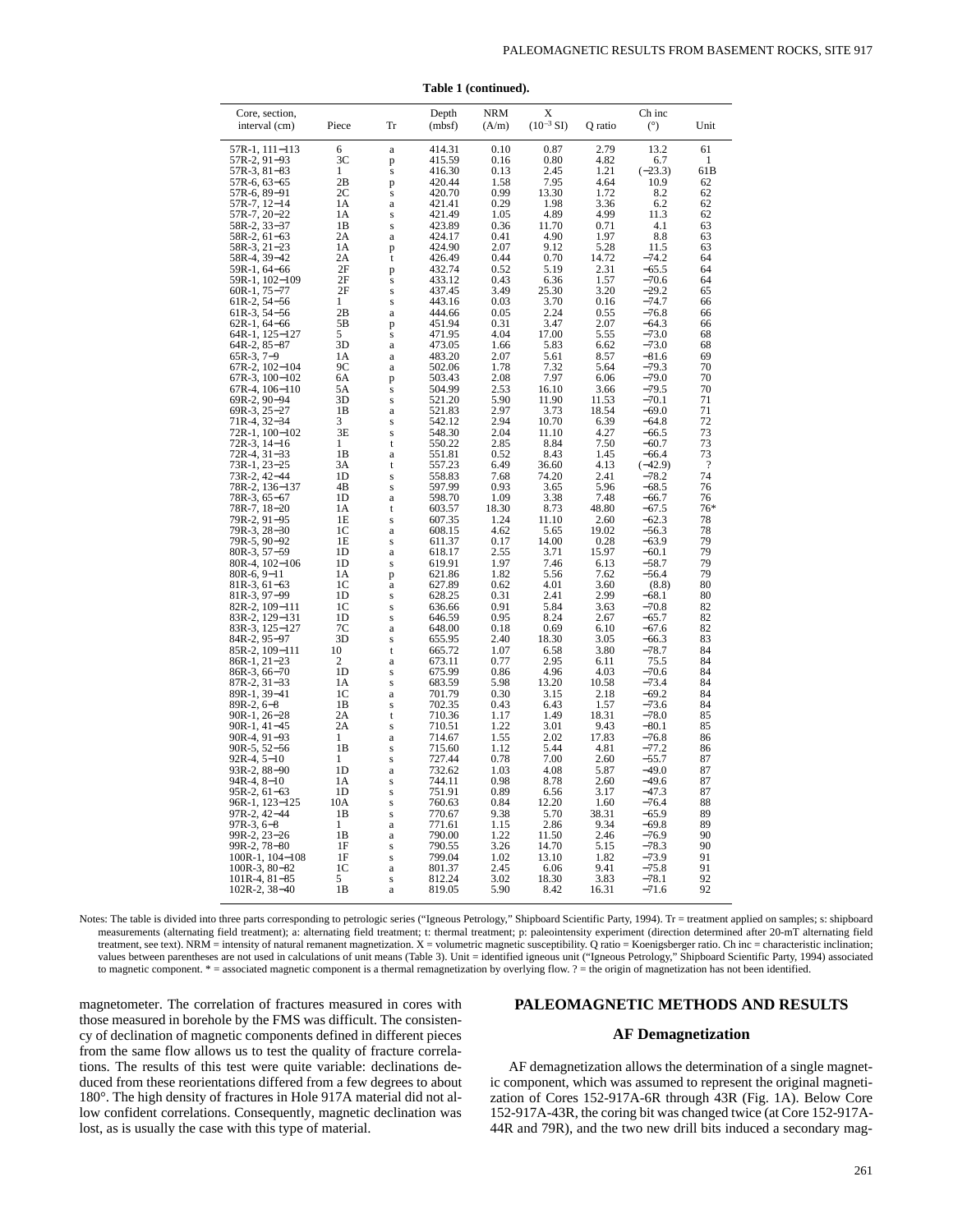**Table 1 (continued).**

| Core, section, interval (cm) | Piece | Tr | Depth (mbsf) | NRM (A/m) | X ($10^{-3}$ SI) | Q ratio | Ch inc (°) | Unit |
|---|---|---|---|---|---|---|---|---|
| 57R-1, 111−113 | 6 | a | 414.31 | 0.10 | 0.87 | 2.79 | 13.2 | 61 |
| 57R-2, 91−93 | 3C | p | 415.59 | 0.16 | 0.80 | 4.82 | 6.7 | 1 |
| 57R-3, 81−83 | 1 | s | 416.30 | 0.13 | 2.45 | 1.21 | (−23.3) | 61B |
| 57R-6, 63−65 | 2B | p | 420.44 | 1.58 | 7.95 | 4.64 | 10.9 | 62 |
| 57R-6, 89−91 | 2C | s | 420.70 | 0.99 | 13.30 | 1.72 | 8.2 | 62 |
| 57R-7, 12−14 | 1A | a | 421.41 | 0.29 | 1.98 | 3.36 | 6.2 | 62 |
| 57R-7, 20−22 | 1A | s | 421.49 | 1.05 | 4.89 | 4.99 | 11.3 | 62 |
| 58R-2, 33−37 | 1B | s | 423.89 | 0.36 | 11.70 | 0.71 | 4.1 | 63 |
| 58R-2, 61−63 | 2A | a | 424.17 | 0.41 | 4.90 | 1.97 | 8.8 | 63 |
| 58R-3, 21−23 | 1A | p | 424.90 | 2.07 | 9.12 | 5.28 | 11.5 | 63 |
| 58R-4, 39−42 | 2A | t | 426.49 | 0.44 | 0.70 | 14.72 | −74.2 | 64 |
| 59R-1, 64−66 | 2F | p | 432.74 | 0.52 | 5.19 | 2.31 | −65.5 | 64 |
| 59R-1, 102−109 | 2F | s | 433.12 | 0.43 | 6.36 | 1.57 | −70.6 | 64 |
| 60R-1, 75−77 | 2F | s | 437.45 | 3.49 | 25.30 | 3.20 | −29.2 | 65 |
| 61R-2, 54−56 | 1 | s | 443.16 | 0.03 | 3.70 | 0.16 | −74.7 | 66 |
| 61R-3, 54−56 | 2B | a | 444.66 | 0.05 | 2.24 | 0.55 | −76.8 | 66 |
| 62R-1, 64−66 | 5B | p | 451.94 | 0.31 | 3.47 | 2.07 | −64.3 | 66 |
| 64R-1, 125−127 | 5 | s | 471.95 | 4.04 | 17.00 | 5.55 | −73.0 | 68 |
| 64R-2, 85−87 | 3D | a | 473.05 | 1.66 | 5.83 | 6.62 | −73.0 | 68 |
| 65R-3, 7−9 | 1A | a | 483.20 | 2.07 | 5.61 | 8.57 | −81.6 | 69 |
| 67R-2, 102−104 | 9C | a | 502.06 | 1.78 | 7.32 | 5.64 | −79.3 | 70 |
| 67R-3, 100−102 | 6A | p | 503.43 | 2.08 | 7.97 | 6.06 | −79.0 | 70 |
| 67R-4, 106−110 | 5A | s | 504.99 | 2.53 | 16.10 | 3.66 | −79.5 | 70 |
| 69R-2, 90−94 | 3D | s | 521.20 | 5.90 | 11.90 | 11.53 | −70.1 | 71 |
| 69R-3, 25−27 | 1B | a | 521.83 | 2.97 | 3.73 | 18.54 | −69.0 | 71 |
| 71R-4, 32−34 | 3 | s | 542.12 | 2.94 | 10.70 | 6.39 | −64.8 | 72 |
| 72R-1, 100−102 | 3E | s | 548.30 | 2.04 | 11.10 | 4.27 | −66.5 | 73 |
| 72R-3, 14−16 | 1 | t | 550.22 | 2.85 | 8.84 | 7.50 | −60.7 | 73 |
| 72R-4, 31−33 | 1B | a | 551.81 | 0.52 | 8.43 | 1.45 | −66.4 | 73 |
| 73R-1, 23−25 | 3A | t | 557.23 | 6.49 | 36.60 | 4.13 | (−42.9) | ? |
| 73R-2, 42−44 | 1D | s | 558.83 | 7.68 | 74.20 | 2.41 | −78.2 | 74 |
| 78R-2, 136−137 | 4B | s | 597.99 | 0.93 | 3.65 | 5.96 | −68.5 | 76 |
| 78R-3, 65−67 | 1D | a | 598.70 | 1.09 | 3.38 | 7.48 | −66.7 | 76 |
| 78R-7, 18−20 | 1A | t | 603.57 | 18.30 | 8.73 | 48.80 | −67.5 | 76* |
| 79R-2, 91−95 | 1E | s | 607.35 | 1.24 | 11.10 | 2.60 | −62.3 | 78 |
| 79R-3, 28−30 | 1C | a | 608.15 | 4.62 | 5.65 | 19.02 | −56.3 | 78 |
| 79R-5, 90−92 | 1E | s | 611.37 | 0.17 | 14.00 | 0.28 | −63.9 | 79 |
| 80R-3, 57−59 | 1D | a | 618.17 | 2.55 | 3.71 | 15.97 | −60.1 | 79 |
| 80R-4, 102−106 | 1D | s | 619.91 | 1.97 | 7.46 | 6.13 | −58.7 | 79 |
| 80R-6, 9−11 | 1A | p | 621.86 | 1.82 | 5.56 | 7.62 | −56.4 | 79 |
| 81R-3, 61−63 | 1C | a | 627.89 | 0.62 | 4.01 | 3.60 | (8.8) | 80 |
| 81R-3, 97−99 | 1D | s | 628.25 | 0.31 | 2.41 | 2.99 | −68.1 | 80 |
| 82R-2, 109−111 | 1C | s | 636.66 | 0.91 | 5.84 | 3.63 | −70.8 | 82 |
| 83R-2, 129−131 | 1D | s | 646.59 | 0.95 | 8.24 | 2.67 | −65.7 | 82 |
| 83R-3, 125−127 | 7C | a | 648.00 | 0.18 | 0.69 | 6.10 | −67.6 | 82 |
| 84R-2, 95−97 | 3D | s | 655.95 | 2.40 | 18.30 | 3.05 | −66.3 | 83 |
| 85R-2, 109−111 | 10 | t | 665.72 | 1.07 | 6.58 | 3.80 | −78.7 | 84 |
| 86R-1, 21−23 | 2 | a | 673.11 | 0.77 | 2.95 | 6.11 | 75.5 | 84 |
| 86R-3, 66−70 | 1D | s | 675.99 | 0.86 | 4.96 | 4.03 | −70.6 | 84 |
| 87R-2, 31−33 | 1A | s | 683.59 | 5.98 | 13.20 | 10.58 | −73.4 | 84 |
| 89R-1, 39−41 | 1C | a | 701.79 | 0.30 | 3.15 | 2.18 | −69.2 | 84 |
| 89R-2, 6−8 | 1B | s | 702.35 | 0.43 | 6.43 | 1.57 | −73.6 | 84 |
| 90R-1, 26−28 | 2A | t | 710.36 | 1.17 | 1.49 | 18.31 | −78.0 | 85 |
| 90R-1, 41−45 | 2A | s | 710.51 | 1.22 | 3.01 | 9.43 | −80.1 | 85 |
| 90R-4, 91−93 | 1 | a | 714.67 | 1.55 | 2.02 | 17.83 | −76.8 | 86 |
| 90R-5, 52−56 | 1B | s | 715.60 | 1.12 | 5.44 | 4.81 | −77.2 | 86 |
| 92R-4, 5−10 | 1 | s | 727.44 | 0.78 | 7.00 | 2.60 | −55.7 | 87 |
| 93R-2, 88−90 | 1D | a | 732.62 | 1.03 | 4.08 | 5.87 | −49.0 | 87 |
| 94R-4, 8−10 | 1A | s | 744.11 | 0.98 | 8.78 | 2.60 | −49.6 | 87 |
| 95R-2, 61−63 | 1D | s | 751.91 | 0.89 | 6.56 | 3.17 | −47.3 | 87 |
| 96R-1, 123−125 | 10A | s | 760.63 | 0.84 | 12.20 | 1.60 | −76.4 | 88 |
| 97R-2, 42−44 | 1B | s | 770.67 | 9.38 | 5.70 | 38.31 | −65.9 | 89 |
| 97R-3, 6−8 | 1 | a | 771.61 | 1.15 | 2.86 | 9.34 | −69.8 | 89 |
| 99R-2, 23−26 | 1B | a | 790.00 | 1.22 | 11.50 | 2.46 | −76.9 | 90 |
| 99R-2, 78−80 | 1F | s | 790.55 | 3.26 | 14.70 | 5.15 | −78.3 | 90 |
| 100R-1, 104−108 | 1F | s | 799.04 | 1.02 | 13.10 | 1.82 | −73.9 | 91 |
| 100R-3, 80−82 | 1C | a | 801.37 | 2.45 | 6.06 | 9.41 | −75.8 | 91 |
| 101R-4, 81−85 | 5 | s | 812.24 | 3.02 | 18.30 | 3.83 | −78.1 | 92 |
| 102R-2, 38−40 | 1B | a | 819.05 | 5.90 | 8.42 | 16.31 | −71.6 | 92 |

Notes: The table is divided into three parts corresponding to petrologic series ("Igneous Petrology," Shipboard Scientific Party, 1994). Tr = treatment applied on samples; s: shipboard measurements (alternating field treatment); a: alternating field treatment; t: thermal treatment; p: paleointensity experiment (direction determined after 20-mT alternating field treatment, see text). NRM = intensity of natural remanent magnetization. X = volumetric magnetic susceptibility. Q ratio = Koenigsberger ratio. Ch inc = characteristic inclination; values between parentheses are not used in calculations of unit means (Table 3). Unit = identified igneous unit ("Igneous Petrology," Shipboard Scientific Party, 1994) associated to magnetic component. * = associated magnetic component is a thermal remagnetization by overlying flow. ? = the origin of magnetization has not been identified.

magnetometer. The correlation of fractures measured in cores with those measured in borehole by the FMS was difficult. The consistency of declination of magnetic components defined in different pieces from the same flow allows us to test the quality of fracture correlations. The results of this test were quite variable: declinations deduced from these reorientations differed from a few degrees to about 180°. The high density of fractures in Hole 917A material did not allow confident correlations. Consequently, magnetic declination was lost, as is usually the case with this type of material.

## PALEOMAGNETIC METHODS AND RESULTS

### AF Demagnetization

AF demagnetization allows the determination of a single magnetic component, which was assumed to represent the original magnetization of Cores 152-917A-6R through 43R (Fig. 1A). Below Core 152-917A-43R, the coring bit was changed twice (at Core 152-917A-44R and 79R), and the two new drill bits induced a secondary mag-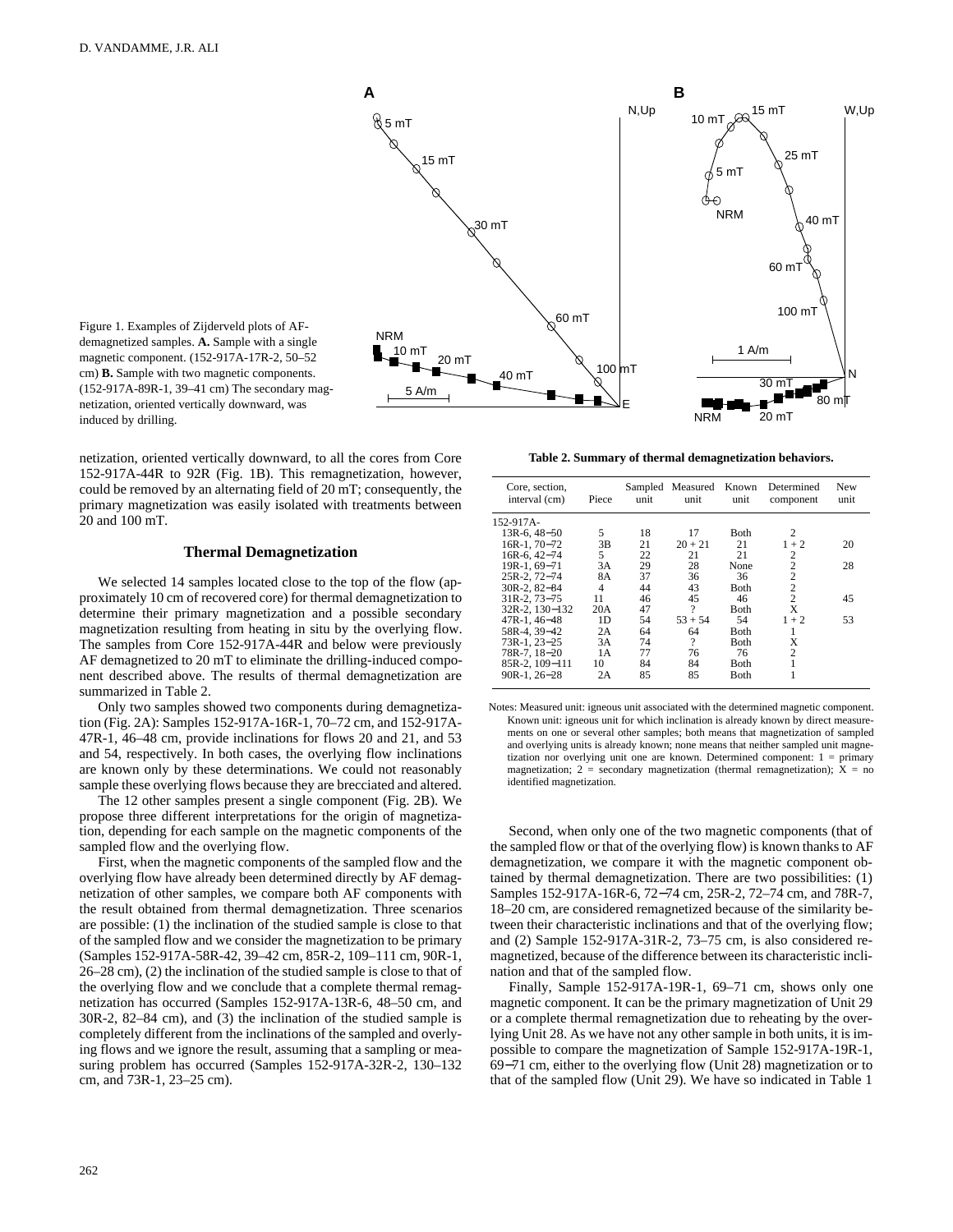Figure 1. Examples of Zijderveld plots of AF-demagnetized samples. **A.** Sample with a single magnetic component. (152-917A-17R-2, 50–52 cm) **B.** Sample with two magnetic components. (152-917A-89R-1, 39–41 cm) The secondary magnetization, oriented vertically downward, was induced by drilling.

netization, oriented vertically downward, to all the cores from Core 152-917A-44R to 92R (Fig. 1B). This remagnetization, however, could be removed by an alternating field of 20 mT; consequently, the primary magnetization was easily isolated with treatments between 20 and 100 mT.

## Thermal Demagnetization

We selected 14 samples located close to the top of the flow (approximately 10 cm of recovered core) for thermal demagnetization to determine their primary magnetization and a possible secondary magnetization resulting from heating in situ by the overlying flow. The samples from Core 152-917A-44R and below were previously AF demagnetized to 20 mT to eliminate the drilling-induced component described above. The results of thermal demagnetization are summarized in Table 2.

Only two samples showed two components during demagnetization (Fig. 2A): Samples 152-917A-16R-1, 70–72 cm, and 152-917A-47R-1, 46–48 cm, provide inclinations for flows 20 and 21, and 53 and 54, respectively. In both cases, the overlying flow inclinations are known only by these determinations. We could not reasonably sample these overlying flows because they are brecciated and altered.

The 12 other samples present a single component (Fig. 2B). We propose three different interpretations for the origin of magnetization, depending for each sample on the magnetic components of the sampled flow and the overlying flow.

First, when the magnetic components of the sampled flow and the overlying flow have already been determined directly by AF demagnetization of other samples, we compare both AF components with the result obtained from thermal demagnetization. Three scenarios are possible: (1) the inclination of the studied sample is close to that of the sampled flow and we consider the magnetization to be primary (Samples 152-917A-58R-42, 39–42 cm, 85R-2, 109–111 cm, 90R-1, 26–28 cm), (2) the inclination of the studied sample is close to that of the overlying flow and we conclude that a complete thermal remagnetization has occurred (Samples 152-917A-13R-6, 48–50 cm, and 30R-2, 82–84 cm), and (3) the inclination of the studied sample is completely different from the inclinations of the sampled and overlying flows and we ignore the result, assuming that a sampling or measuring problem has occurred (Samples 152-917A-32R-2, 130–132 cm, and 73R-1, 23–25 cm).

**Table 2. Summary of thermal demagnetization behaviors.**

| Core, section, interval (cm) | Piece | Sampled unit | Measured unit | Known unit | Determined component | New unit |
|---|---|---|---|---|---|---|
| 152-917A- | | | | | | |
| 13R-6, 48–50 | 5 | 18 | 17 | Both | 2 | |
| 16R-1, 70–72 | 3B | 21 | 20 + 21 | 21 | 1 + 2 | 20 |
| 16R-6, 42–74 | 5 | 22 | 21 | 21 | 2 | |
| 19R-1, 69–71 | 3A | 29 | 28 | None | 2 | 28 |
| 25R-2, 72–74 | 8A | 37 | 36 | 36 | 2 | |
| 30R-2, 82–84 | 4 | 44 | 43 | Both | 2 | |
| 31R-2, 73–75 | 11 | 46 | 45 | 46 | 2 | 45 |
| 32R-2, 130–132 | 20A | 47 | ? | Both | X | |
| 47R-1, 46–48 | 1D | 54 | 53 + 54 | 54 | 1 + 2 | 53 |
| 58R-4, 39–42 | 2A | 64 | 64 | Both | 1 | |
| 73R-1, 23–25 | 3A | 74 | ? | Both | X | |
| 78R-7, 18–20 | 1A | 77 | 76 | 76 | 2 | |
| 85R-2, 109–111 | 10 | 84 | 84 | Both | 1 | |
| 90R-1, 26–28 | 2A | 85 | 85 | Both | 1 | |

Notes: Measured unit: igneous unit associated with the determined magnetic component. Known unit: igneous unit for which inclination is already known by direct measurements on one or several other samples; both means that magnetization of sampled and overlying units is already known; none means that neither sampled unit magnetization nor overlying unit one are known. Determined component: 1 = primary magnetization; 2 = secondary magnetization (thermal remagnetization); X = no identified magnetization.

Second, when only one of the two magnetic components (that of the sampled flow or that of the overlying flow) is known thanks to AF demagnetization, we compare it with the magnetic component obtained by thermal demagnetization. There are two possibilities: (1) Samples 152-917A-16R-6, 72–74 cm, 25R-2, 72–74 cm, and 78R-7, 18–20 cm, are considered remagnetized because of the similarity between their characteristic inclinations and that of the overlying flow; and (2) Sample 152-917A-31R-2, 73–75 cm, is also considered remagnetized, because of the difference between its characteristic inclination and that of the sampled flow.

Finally, Sample 152-917A-19R-1, 69–71 cm, shows only one magnetic component. It can be the primary magnetization of Unit 29 or a complete thermal remagnetization due to reheating by the overlying Unit 28. As we have not any other sample in both units, it is impossible to compare the magnetization of Sample 152-917A-19R-1, 69–71 cm, either to the overlying flow (Unit 28) magnetization or to that of the sampled flow (Unit 29). We have so indicated in Table 1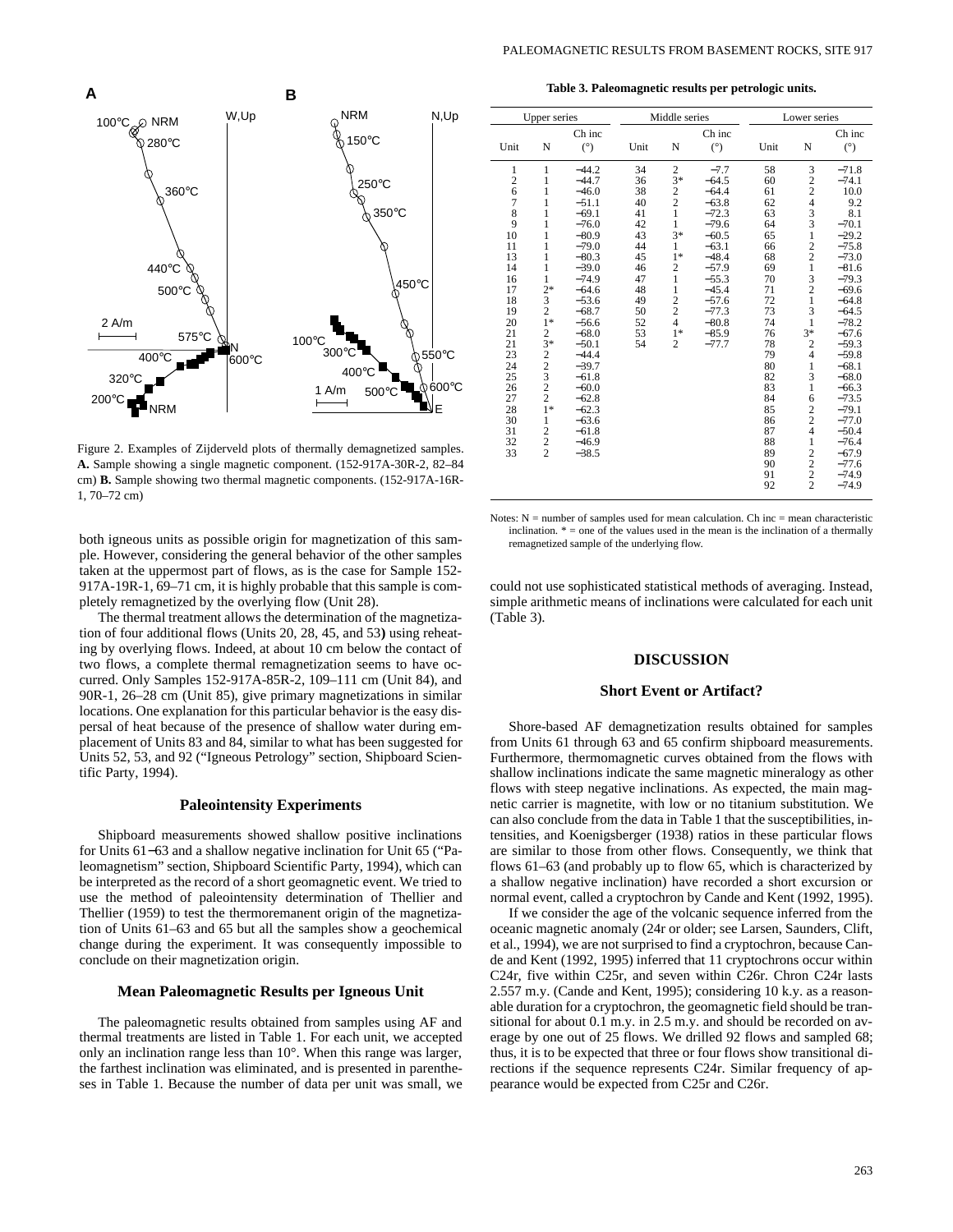Figure 2. Examples of Zijderveld plots of thermally demagnetized samples. **A.** Sample showing a single magnetic component. (152-917A-30R-2, 82–84 cm) **B.** Sample showing two thermal magnetic components. (152-917A-16R-1, 70–72 cm)

both igneous units as possible origin for magnetization of this sample. However, considering the general behavior of the other samples taken at the uppermost part of flows, as is the case for Sample 152-917A-19R-1, 69–71 cm, it is highly probable that this sample is completely remagnetized by the overlying flow (Unit 28).

The thermal treatment allows the determination of the magnetization of four additional flows (Units 20, 28, 45, and 53) using reheating by overlying flows. Indeed, at about 10 cm below the contact of two flows, a complete thermal remagnetization seems to have occurred. Only Samples 152-917A-85R-2, 109–111 cm (Unit 84), and 90R-1, 26–28 cm (Unit 85), give primary magnetizations in similar locations. One explanation for this particular behavior is the easy dispersal of heat because of the presence of shallow water during emplacement of Units 83 and 84, similar to what has been suggested for Units 52, 53, and 92 ("Igneous Petrology" section, Shipboard Scientific Party, 1994).

### Paleointensity Experiments

Shipboard measurements showed shallow positive inclinations for Units 61–63 and a shallow negative inclination for Unit 65 ("Paleomagnetism" section, Shipboard Scientific Party, 1994), which can be interpreted as the record of a short geomagnetic event. We tried to use the method of paleointensity determination of Thellier and Thellier (1959) to test the thermoremanent origin of the magnetization of Units 61–63 and 65 but all the samples show a geochemical change during the experiment. It was consequently impossible to conclude on their magnetization origin.

### Mean Paleomagnetic Results per Igneous Unit

The paleomagnetic results obtained from samples using AF and thermal treatments are listed in Table 1. For each unit, we accepted only an inclination range less than 10°. When this range was larger, the farthest inclination was eliminated, and is presented in parentheses in Table 1. Because the number of data per unit was small, we could not use sophisticated statistical methods of averaging. Instead, simple arithmetic means of inclinations were calculated for each unit (Table 3).

**Table 3. Paleomagnetic results per petrologic units.**

| Upper series | | | Middle series | | | Lower series | | |
|---|---|---|---|---|---|---|---|---|
| Unit | N | Ch inc (°) | Unit | N | Ch inc (°) | Unit | N | Ch inc (°) |
| 1 | 1 | −44.2 | 34 | 2 | −7.7 | 58 | 3 | −71.8 |
| 2 | 1 | −44.7 | 36 | 3* | −64.5 | 60 | 2 | −74.1 |
| 6 | 1 | −46.0 | 38 | 2 | −64.4 | 61 | 2 | 10.0 |
| 7 | 1 | −51.1 | 40 | 2 | −63.8 | 62 | 4 | 9.2 |
| 8 | 1 | −69.1 | 41 | 1 | −72.3 | 63 | 3 | 8.1 |
| 9 | 1 | −76.0 | 42 | 1 | −79.6 | 64 | 3 | −70.1 |
| 10 | 1 | −80.9 | 43 | 3* | −60.5 | 65 | 1 | −29.2 |
| 11 | 1 | −79.0 | 44 | 1 | −63.1 | 66 | 2 | −75.8 |
| 13 | 1 | −80.3 | 45 | 1* | −48.4 | 68 | 2 | −73.0 |
| 14 | 1 | −39.0 | 46 | 2 | −57.9 | 69 | 1 | −81.6 |
| 16 | 1 | −74.9 | 47 | 1 | −55.3 | 70 | 3 | −79.3 |
| 17 | 2* | −64.6 | 48 | 1 | −45.4 | 71 | 2 | −69.6 |
| 18 | 3 | −53.6 | 49 | 2 | −57.6 | 72 | 1 | −64.8 |
| 19 | 2 | −68.7 | 50 | 2 | −77.3 | 73 | 3 | −64.5 |
| 20 | 1* | −56.6 | 52 | 4 | −80.8 | 74 | 1 | −78.2 |
| 21 | 2 | −68.0 | 53 | 1* | −85.9 | 76 | 3* | −67.6 |
| 21 | 3* | −50.1 | 54 | 2 | −77.7 | 78 | 2 | −59.3 |
| 23 | 2 | −44.4 | | | | 79 | 4 | −59.8 |
| 24 | 2 | −39.7 | | | | 80 | 1 | −68.1 |
| 25 | 3 | −61.8 | | | | 82 | 3 | −68.0 |
| 26 | 2 | −60.0 | | | | 83 | 1 | −66.3 |
| 27 | 2 | −62.8 | | | | 84 | 6 | −73.5 |
| 28 | 1* | −62.3 | | | | 85 | 2 | −79.1 |
| 30 | 1 | −63.6 | | | | 86 | 2 | −77.0 |
| 31 | 2 | −61.8 | | | | 87 | 4 | −50.4 |
| 32 | 2 | −46.9 | | | | 88 | 1 | −76.4 |
| 33 | 2 | −38.5 | | | | 89 | 2 | −67.9 |
| | | | | | | 90 | 2 | −77.6 |
| | | | | | | 91 | 2 | −74.9 |
| | | | | | | 92 | 2 | −74.9 |

Notes: N = number of samples used for mean calculation. Ch inc = mean characteristic inclination. * = one of the values used in the mean is the inclination of a thermally remagnetized sample of the underlying flow.

## DISCUSSION

### Short Event or Artifact?

Shore-based AF demagnetization results obtained for samples from Units 61 through 63 and 65 confirm shipboard measurements. Furthermore, thermomagnetic curves obtained from the flows with shallow inclinations indicate the same magnetic mineralogy as other flows with steep negative inclinations. As expected, the main magnetic carrier is magnetite, with low or no titanium substitution. We can also conclude from the data in Table 1 that the susceptibilities, intensities, and Koenigsberger (1938) ratios in these particular flows are similar to those from other flows. Consequently, we think that flows 61–63 (and probably up to flow 65, which is characterized by a shallow negative inclination) have recorded a short excursion or normal event, called a cryptochron by Cande and Kent (1992, 1995).

If we consider the age of the volcanic sequence inferred from the oceanic magnetic anomaly (24r or older; see Larsen, Saunders, Clift, et al., 1994), we are not surprised to find a cryptochron, because Cande and Kent (1992, 1995) inferred that 11 cryptochrons occur within C24r, five within C25r, and seven within C26r. Chron C24r lasts 2.557 m.y. (Cande and Kent, 1995); considering 10 k.y. as a reasonable duration for a cryptochron, the geomagnetic field should be transitional for about 0.1 m.y. in 2.5 m.y. and should be recorded on average by one out of 25 flows. We drilled 92 flows and sampled 68; thus, it is to be expected that three or four flows show transitional directions if the sequence represents C24r. Similar frequency of appearance would be expected from C25r and C26r.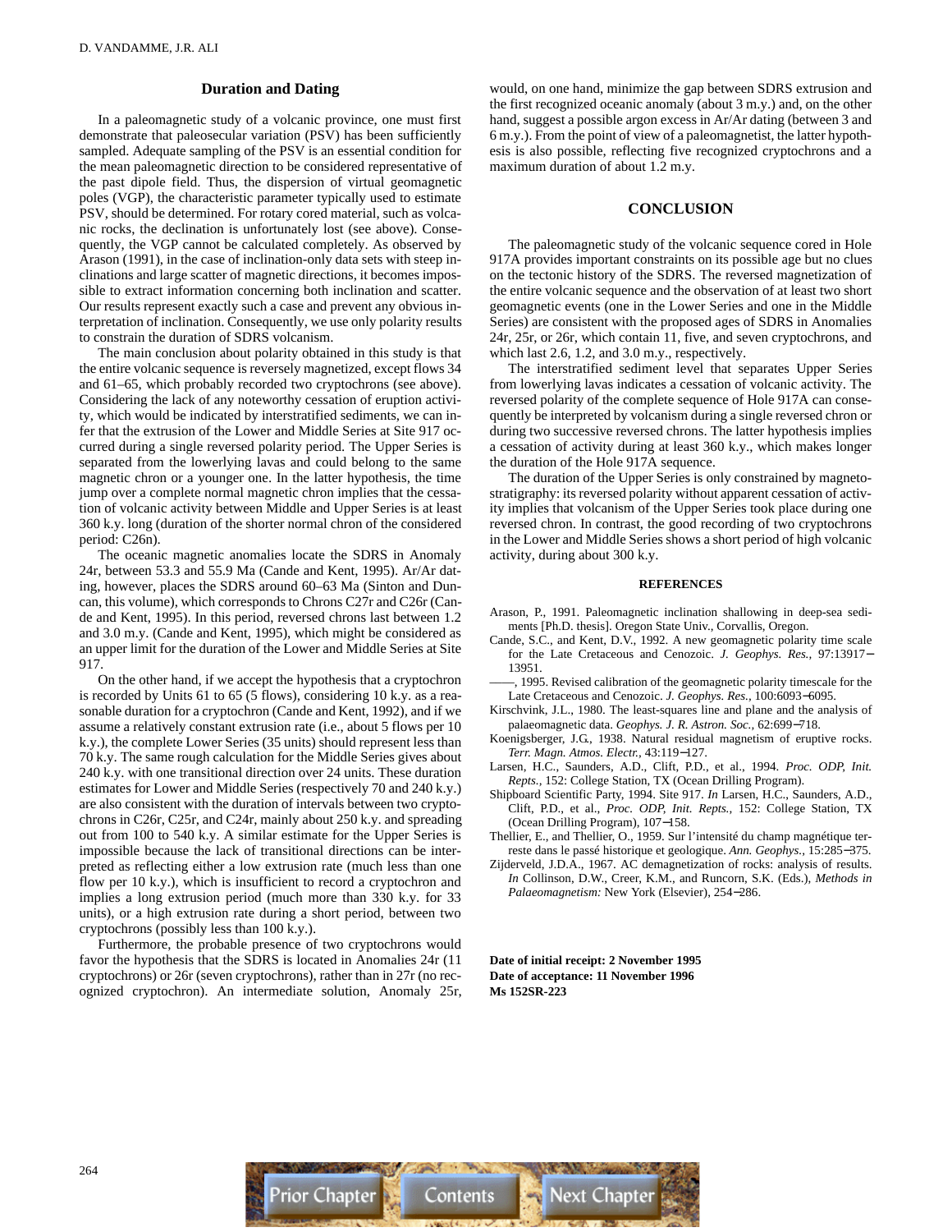### Duration and Dating

In a paleomagnetic study of a volcanic province, one must first demonstrate that paleosecular variation (PSV) has been sufficiently sampled. Adequate sampling of the PSV is an essential condition for the mean paleomagnetic direction to be considered representative of the past dipole field. Thus, the dispersion of virtual geomagnetic poles (VGP), the characteristic parameter typically used to estimate PSV, should be determined. For rotary cored material, such as volcanic rocks, the declination is unfortunately lost (see above). Consequently, the VGP cannot be calculated completely. As observed by Arason (1991), in the case of inclination-only data sets with steep inclinations and large scatter of magnetic directions, it becomes impossible to extract information concerning both inclination and scatter. Our results represent exactly such a case and prevent any obvious interpretation of inclination. Consequently, we use only polarity results to constrain the duration of SDRS volcanism.

The main conclusion about polarity obtained in this study is that the entire volcanic sequence is reversely magnetized, except flows 34 and 61–65, which probably recorded two cryptochrons (see above). Considering the lack of any noteworthy cessation of eruption activity, which would be indicated by interstratified sediments, we can infer that the extrusion of the Lower and Middle Series at Site 917 occurred during a single reversed polarity period. The Upper Series is separated from the lowerlying lavas and could belong to the same magnetic chron or a younger one. In the latter hypothesis, the time jump over a complete normal magnetic chron implies that the cessation of volcanic activity between Middle and Upper Series is at least 360 k.y. long (duration of the shorter normal chron of the considered period: C26n).

The oceanic magnetic anomalies locate the SDRS in Anomaly 24r, between 53.3 and 55.9 Ma (Cande and Kent, 1995). Ar/Ar dating, however, places the SDRS around 60–63 Ma (Sinton and Duncan, this volume), which corresponds to Chrons C27r and C26r (Cande and Kent, 1995). In this period, reversed chrons last between 1.2 and 3.0 m.y. (Cande and Kent, 1995), which might be considered as an upper limit for the duration of the Lower and Middle Series at Site 917.

On the other hand, if we accept the hypothesis that a cryptochron is recorded by Units 61 to 65 (5 flows), considering 10 k.y. as a reasonable duration for a cryptochron (Cande and Kent, 1992), and if we assume a relatively constant extrusion rate (i.e., about 5 flows per 10 k.y.), the complete Lower Series (35 units) should represent less than 70 k.y. The same rough calculation for the Middle Series gives about 240 k.y. with one transitional direction over 24 units. These duration estimates for Lower and Middle Series (respectively 70 and 240 k.y.) are also consistent with the duration of intervals between two cryptochrons in C26r, C25r, and C24r, mainly about 250 k.y. and spreading out from 100 to 540 k.y. A similar estimate for the Upper Series is impossible because the lack of transitional directions can be interpreted as reflecting either a low extrusion rate (much less than one flow per 10 k.y.), which is insufficient to record a cryptochron and implies a long extrusion period (much more than 330 k.y. for 33 units), or a high extrusion rate during a short period, between two cryptochrons (possibly less than 100 k.y.).

Furthermore, the probable presence of two cryptochrons would favor the hypothesis that the SDRS is located in Anomalies 24r (11 cryptochrons) or 26r (seven cryptochrons), rather than in 27r (no recognized cryptochron). An intermediate solution, Anomaly 25r, would, on one hand, minimize the gap between SDRS extrusion and the first recognized oceanic anomaly (about 3 m.y.) and, on the other hand, suggest a possible argon excess in Ar/Ar dating (between 3 and 6 m.y.). From the point of view of a paleomagnetist, the latter hypothesis is also possible, reflecting five recognized cryptochrons and a maximum duration of about 1.2 m.y.

## CONCLUSION

The paleomagnetic study of the volcanic sequence cored in Hole 917A provides important constraints on its possible age but no clues on the tectonic history of the SDRS. The reversed magnetization of the entire volcanic sequence and the observation of at least two short geomagnetic events (one in the Lower Series and one in the Middle Series) are consistent with the proposed ages of SDRS in Anomalies 24r, 25r, or 26r, which contain 11, five, and seven cryptochrons, and which last 2.6, 1.2, and 3.0 m.y., respectively.

The interstratified sediment level that separates Upper Series from lowerlying lavas indicates a cessation of volcanic activity. The reversed polarity of the complete sequence of Hole 917A can consequently be interpreted by volcanism during a single reversed chron or during two successive reversed chrons. The latter hypothesis implies a cessation of activity during at least 360 k.y., which makes longer the duration of the Hole 917A sequence.

The duration of the Upper Series is only constrained by magnetostratigraphy: its reversed polarity without apparent cessation of activity implies that volcanism of the Upper Series took place during one reversed chron. In contrast, the good recording of two cryptochrons in the Lower and Middle Series shows a short period of high volcanic activity, during about 300 k.y.

#### REFERENCES

Arason, P., 1991. Paleomagnetic inclination shallowing in deep-sea sediments [Ph.D. thesis]. Oregon State Univ., Corvallis, Oregon.

Cande, S.C., and Kent, D.V., 1992. A new geomagnetic polarity time scale for the Late Cretaceous and Cenozoic. *J. Geophys. Res.,* 97:13917–13951.

——, 1995. Revised calibration of the geomagnetic polarity timescale for the Late Cretaceous and Cenozoic. *J. Geophys. Res.,* 100:6093–6095.

Kirschvink, J.L., 1980. The least-squares line and plane and the analysis of palaeomagnetic data. *Geophys. J. R. Astron. Soc.,* 62:699–718.

Koenigsberger, J.G., 1938. Natural residual magnetism of eruptive rocks. *Terr. Magn. Atmos. Electr.,* 43:119–127.

Larsen, H.C., Saunders, A.D., Clift, P.D., et al., 1994. *Proc. ODP, Init. Repts.,* 152: College Station, TX (Ocean Drilling Program).

Shipboard Scientific Party, 1994. Site 917. *In* Larsen, H.C., Saunders, A.D., Clift, P.D., et al., *Proc. ODP, Init. Repts.,* 152: College Station, TX (Ocean Drilling Program), 107–158.

Thellier, E., and Thellier, O., 1959. Sur l'intensité du champ magnétique terreste dans le passé historique et geologique. *Ann. Geophys.,* 15:285–375.

Zijderveld, J.D.A., 1967. AC demagnetization of rocks: analysis of results. *In* Collinson, D.W., Creer, K.M., and Runcorn, S.K. (Eds.), *Methods in Palaeomagnetism:* New York (Elsevier), 254–286.

**Date of initial receipt: 2 November 1995**
**Date of acceptance: 11 November 1996**
**Ms 152SR-223**